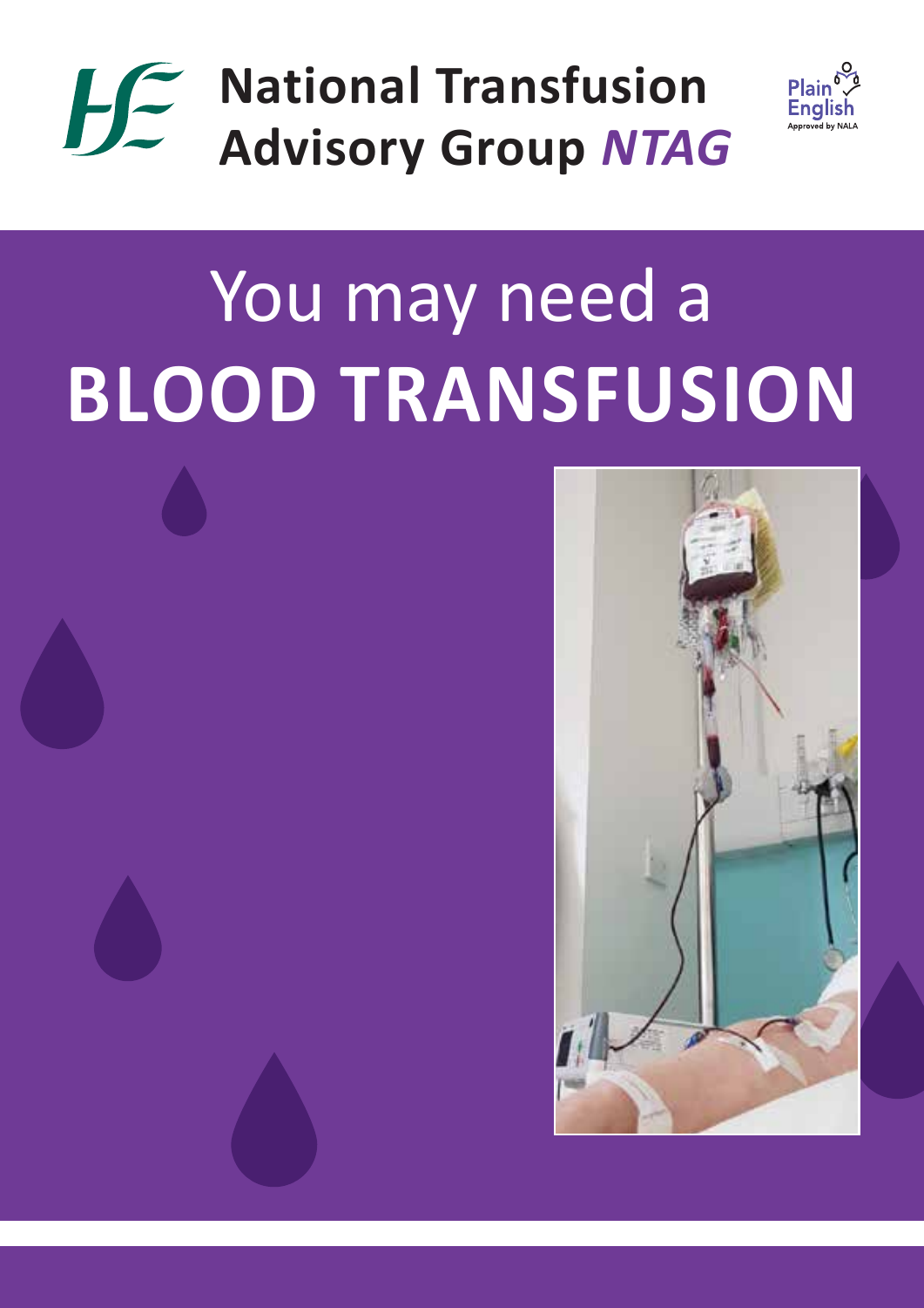# National Transfusion Advisory Group *NTAG*

Plain English
Approved by NALA

# You may need a **BLOOD TRANSFUSION**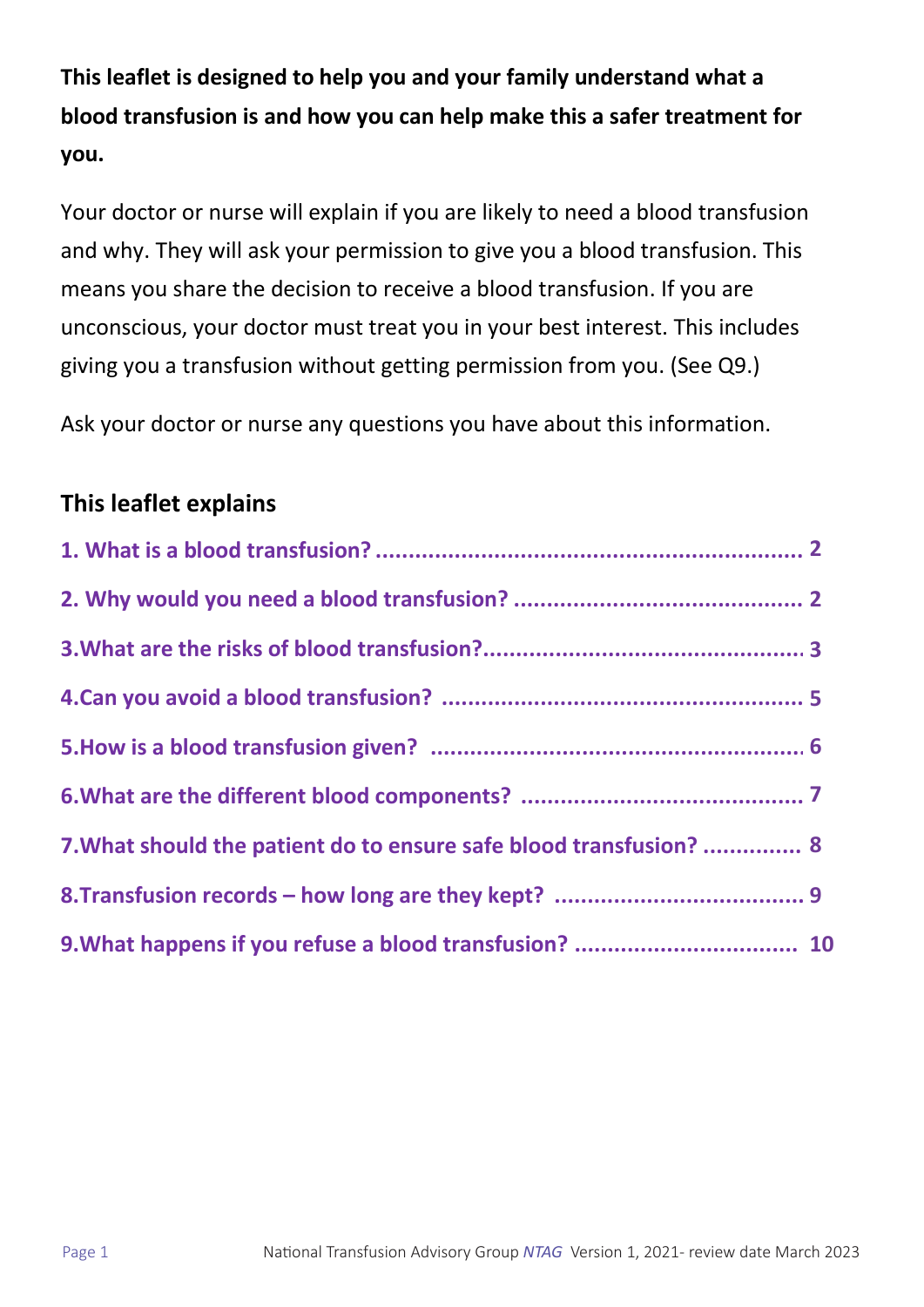**This leaflet is designed to help you and your family understand what a blood transfusion is and how you can help make this a safer treatment for you.**

Your doctor or nurse will explain if you are likely to need a blood transfusion and why. They will ask your permission to give you a blood transfusion. This means you share the decision to receive a blood transfusion. If you are unconscious, your doctor must treat you in your best interest. This includes giving you a transfusion without getting permission from you. (See Q9.)

Ask your doctor or nurse any questions you have about this information.

## This leaflet explains

1. What is a blood transfusion? ........ 2
2. Why would you need a blood transfusion? ........ 2
3. What are the risks of blood transfusion? ........ 3
4. Can you avoid a blood transfusion? ........ 5
5. How is a blood transfusion given? ........ 6
6. What are the different blood components? ........ 7
7. What should the patient do to ensure safe blood transfusion? ........ 8
8. Transfusion records – how long are they kept? ........ 9
9. What happens if you refuse a blood transfusion? ........ 10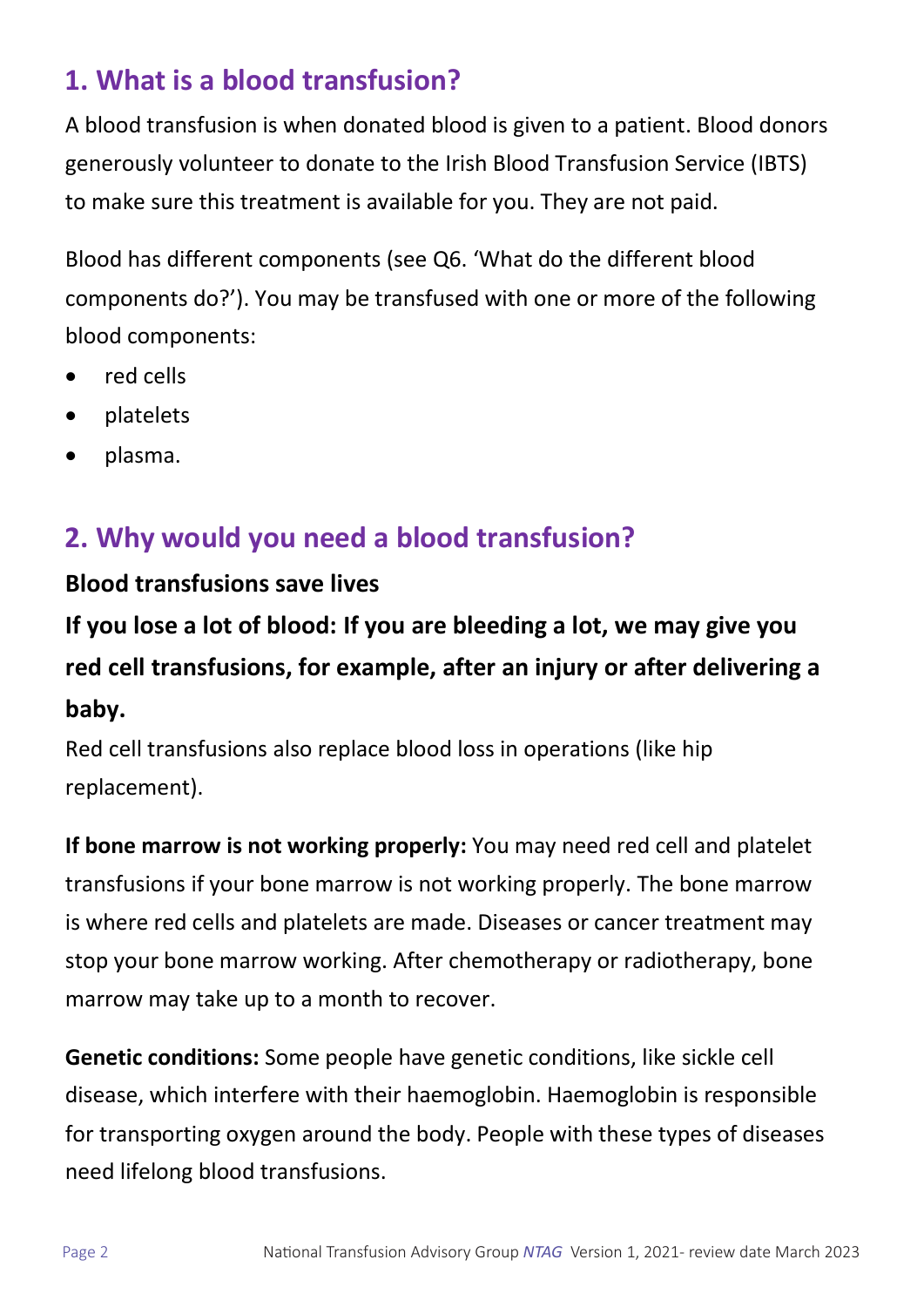## 1. What is a blood transfusion?

A blood transfusion is when donated blood is given to a patient. Blood donors generously volunteer to donate to the Irish Blood Transfusion Service (IBTS) to make sure this treatment is available for you. They are not paid.

Blood has different components (see Q6. 'What do the different blood components do?'). You may be transfused with one or more of the following blood components:

- red cells
- platelets
- plasma.

## 2. Why would you need a blood transfusion?

**Blood transfusions save lives**

**If you lose a lot of blood: If you are bleeding a lot, we may give you red cell transfusions, for example, after an injury or after delivering a baby.**

Red cell transfusions also replace blood loss in operations (like hip replacement).

**If bone marrow is not working properly:** You may need red cell and platelet transfusions if your bone marrow is not working properly. The bone marrow is where red cells and platelets are made. Diseases or cancer treatment may stop your bone marrow working. After chemotherapy or radiotherapy, bone marrow may take up to a month to recover.

**Genetic conditions:** Some people have genetic conditions, like sickle cell disease, which interfere with their haemoglobin. Haemoglobin is responsible for transporting oxygen around the body. People with these types of diseases need lifelong blood transfusions.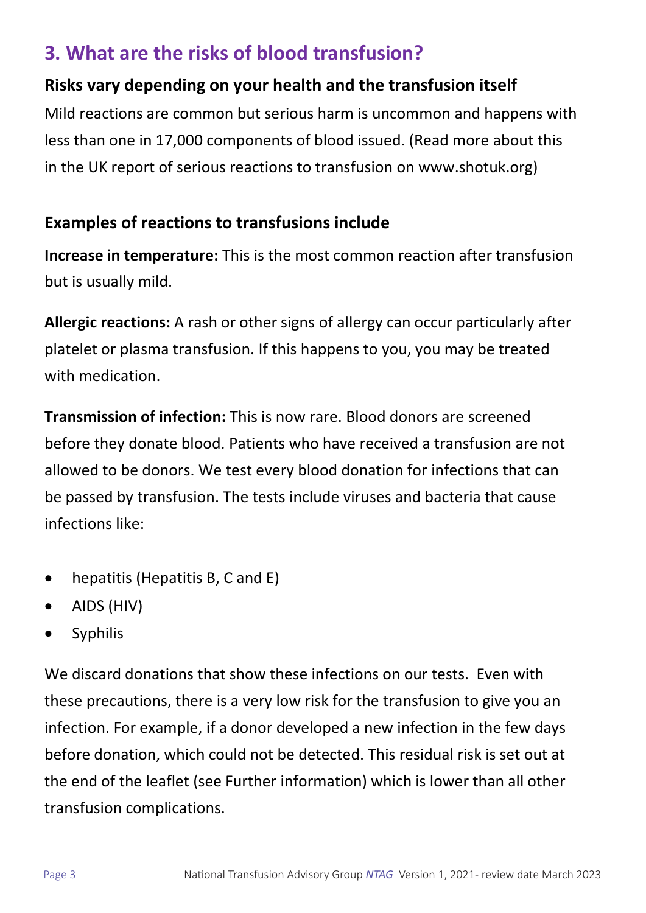## 3. What are the risks of blood transfusion?

### Risks vary depending on your health and the transfusion itself

Mild reactions are common but serious harm is uncommon and happens with less than one in 17,000 components of blood issued. (Read more about this in the UK report of serious reactions to transfusion on www.shotuk.org)

### Examples of reactions to transfusions include

**Increase in temperature:** This is the most common reaction after transfusion but is usually mild.

**Allergic reactions:** A rash or other signs of allergy can occur particularly after platelet or plasma transfusion. If this happens to you, you may be treated with medication.

**Transmission of infection:** This is now rare. Blood donors are screened before they donate blood. Patients who have received a transfusion are not allowed to be donors. We test every blood donation for infections that can be passed by transfusion. The tests include viruses and bacteria that cause infections like:

- hepatitis (Hepatitis B, C and E)
- AIDS (HIV)
- Syphilis

We discard donations that show these infections on our tests. Even with these precautions, there is a very low risk for the transfusion to give you an infection. For example, if a donor developed a new infection in the few days before donation, which could not be detected. This residual risk is set out at the end of the leaflet (see Further information) which is lower than all other transfusion complications.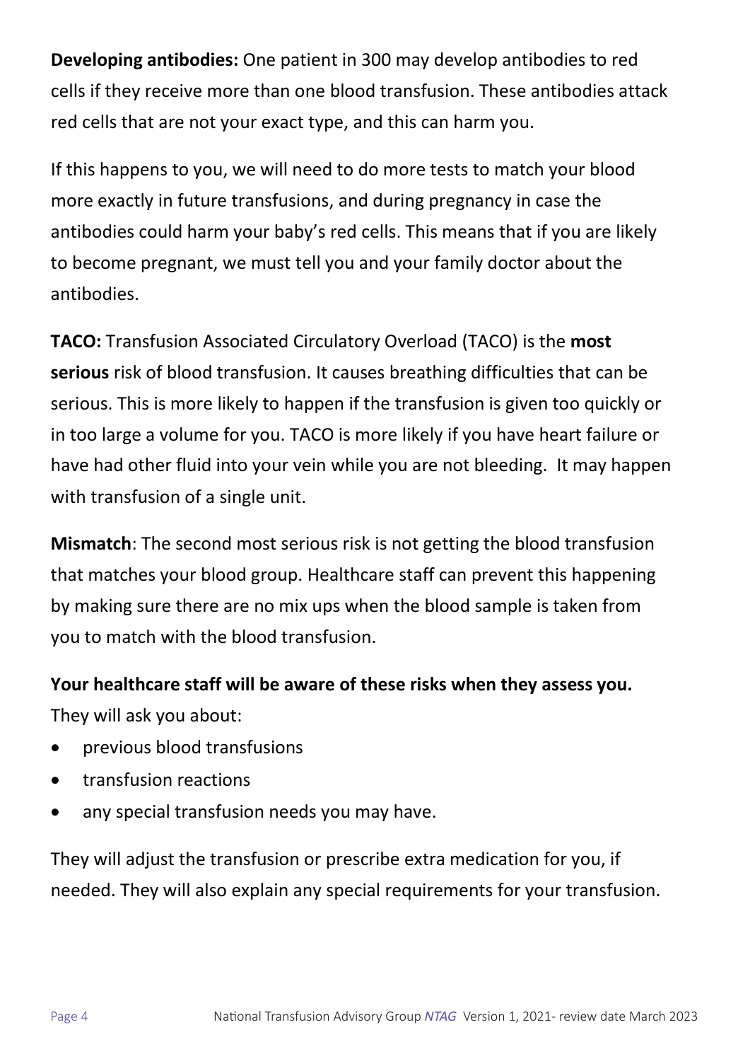**Developing antibodies:** One patient in 300 may develop antibodies to red cells if they receive more than one blood transfusion. These antibodies attack red cells that are not your exact type, and this can harm you.

If this happens to you, we will need to do more tests to match your blood more exactly in future transfusions, and during pregnancy in case the antibodies could harm your baby's red cells. This means that if you are likely to become pregnant, we must tell you and your family doctor about the antibodies.

**TACO:** Transfusion Associated Circulatory Overload (TACO) is the **most serious** risk of blood transfusion. It causes breathing difficulties that can be serious. This is more likely to happen if the transfusion is given too quickly or in too large a volume for you. TACO is more likely if you have heart failure or have had other fluid into your vein while you are not bleeding. It may happen with transfusion of a single unit.

**Mismatch**: The second most serious risk is not getting the blood transfusion that matches your blood group. Healthcare staff can prevent this happening by making sure there are no mix ups when the blood sample is taken from you to match with the blood transfusion.

**Your healthcare staff will be aware of these risks when they assess you.** They will ask you about:

- previous blood transfusions
- transfusion reactions
- any special transfusion needs you may have.

They will adjust the transfusion or prescribe extra medication for you, if needed. They will also explain any special requirements for your transfusion.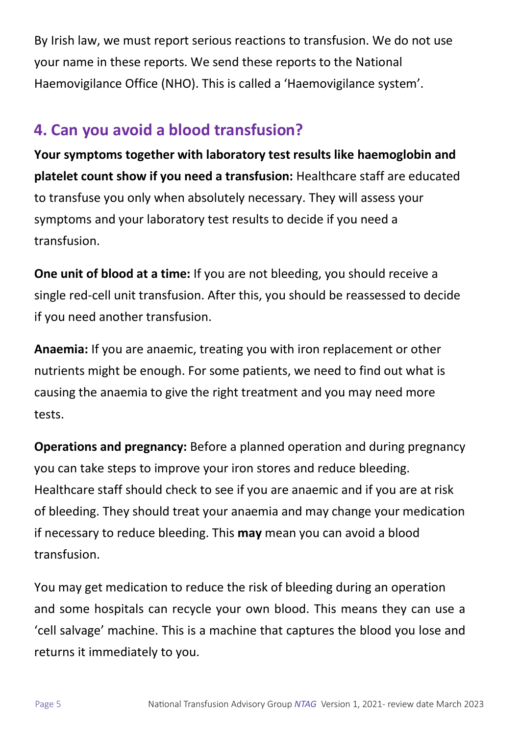By Irish law, we must report serious reactions to transfusion. We do not use your name in these reports. We send these reports to the National Haemovigilance Office (NHO). This is called a 'Haemovigilance system'.

## 4. Can you avoid a blood transfusion?

**Your symptoms together with laboratory test results like haemoglobin and platelet count show if you need a transfusion:** Healthcare staff are educated to transfuse you only when absolutely necessary. They will assess your symptoms and your laboratory test results to decide if you need a transfusion.

**One unit of blood at a time:** If you are not bleeding, you should receive a single red-cell unit transfusion. After this, you should be reassessed to decide if you need another transfusion.

**Anaemia:** If you are anaemic, treating you with iron replacement or other nutrients might be enough. For some patients, we need to find out what is causing the anaemia to give the right treatment and you may need more tests.

**Operations and pregnancy:** Before a planned operation and during pregnancy you can take steps to improve your iron stores and reduce bleeding. Healthcare staff should check to see if you are anaemic and if you are at risk of bleeding. They should treat your anaemia and may change your medication if necessary to reduce bleeding. This **may** mean you can avoid a blood transfusion.

You may get medication to reduce the risk of bleeding during an operation and some hospitals can recycle your own blood. This means they can use a 'cell salvage' machine. This is a machine that captures the blood you lose and returns it immediately to you.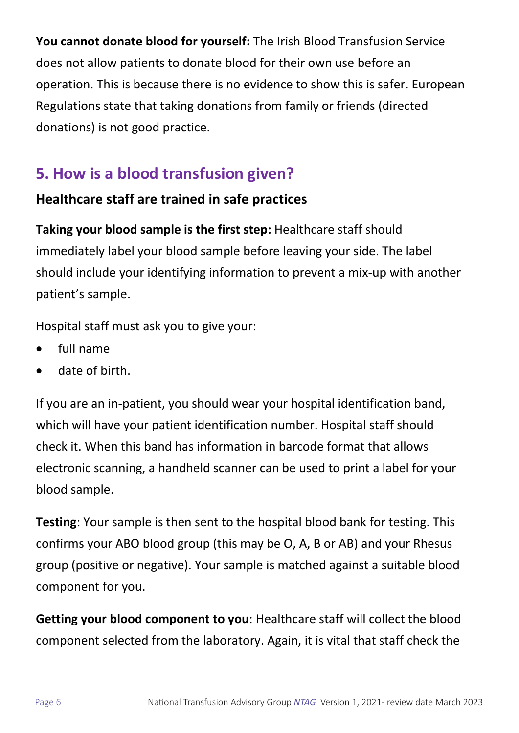**You cannot donate blood for yourself:** The Irish Blood Transfusion Service does not allow patients to donate blood for their own use before an operation. This is because there is no evidence to show this is safer. European Regulations state that taking donations from family or friends (directed donations) is not good practice.

## 5. How is a blood transfusion given?

### Healthcare staff are trained in safe practices

**Taking your blood sample is the first step:** Healthcare staff should immediately label your blood sample before leaving your side. The label should include your identifying information to prevent a mix-up with another patient's sample.

Hospital staff must ask you to give your:

- full name
- date of birth.

If you are an in-patient, you should wear your hospital identification band, which will have your patient identification number. Hospital staff should check it. When this band has information in barcode format that allows electronic scanning, a handheld scanner can be used to print a label for your blood sample.

**Testing**: Your sample is then sent to the hospital blood bank for testing. This confirms your ABO blood group (this may be O, A, B or AB) and your Rhesus group (positive or negative). Your sample is matched against a suitable blood component for you.

**Getting your blood component to you**: Healthcare staff will collect the blood component selected from the laboratory. Again, it is vital that staff check the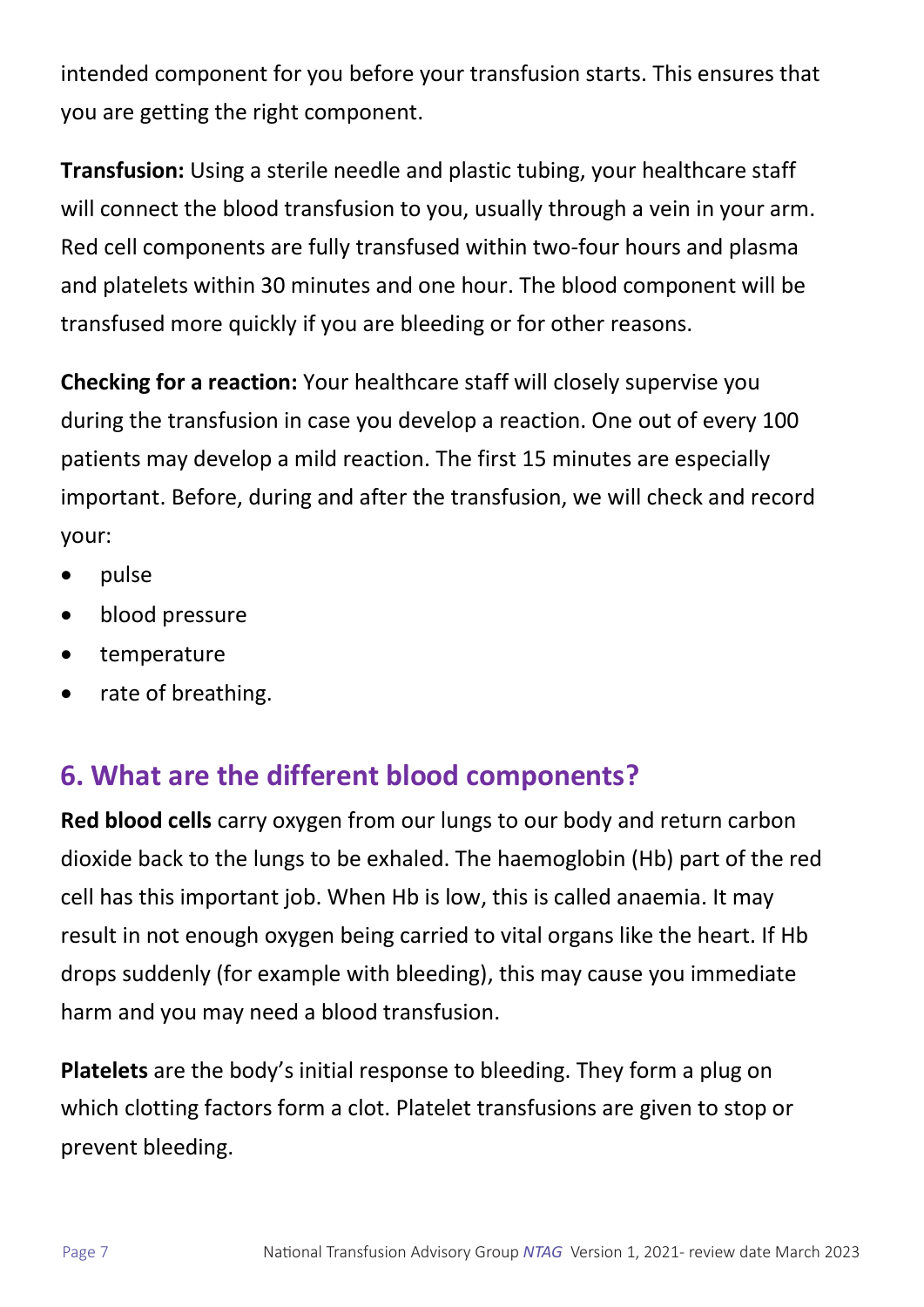intended component for you before your transfusion starts. This ensures that you are getting the right component.

**Transfusion:** Using a sterile needle and plastic tubing, your healthcare staff will connect the blood transfusion to you, usually through a vein in your arm. Red cell components are fully transfused within two-four hours and plasma and platelets within 30 minutes and one hour. The blood component will be transfused more quickly if you are bleeding or for other reasons.

**Checking for a reaction:** Your healthcare staff will closely supervise you during the transfusion in case you develop a reaction. One out of every 100 patients may develop a mild reaction. The first 15 minutes are especially important. Before, during and after the transfusion, we will check and record your:

- pulse
- blood pressure
- temperature
- rate of breathing.

## 6. What are the different blood components?

**Red blood cells** carry oxygen from our lungs to our body and return carbon dioxide back to the lungs to be exhaled. The haemoglobin (Hb) part of the red cell has this important job. When Hb is low, this is called anaemia. It may result in not enough oxygen being carried to vital organs like the heart. If Hb drops suddenly (for example with bleeding), this may cause you immediate harm and you may need a blood transfusion.

**Platelets** are the body's initial response to bleeding. They form a plug on which clotting factors form a clot. Platelet transfusions are given to stop or prevent bleeding.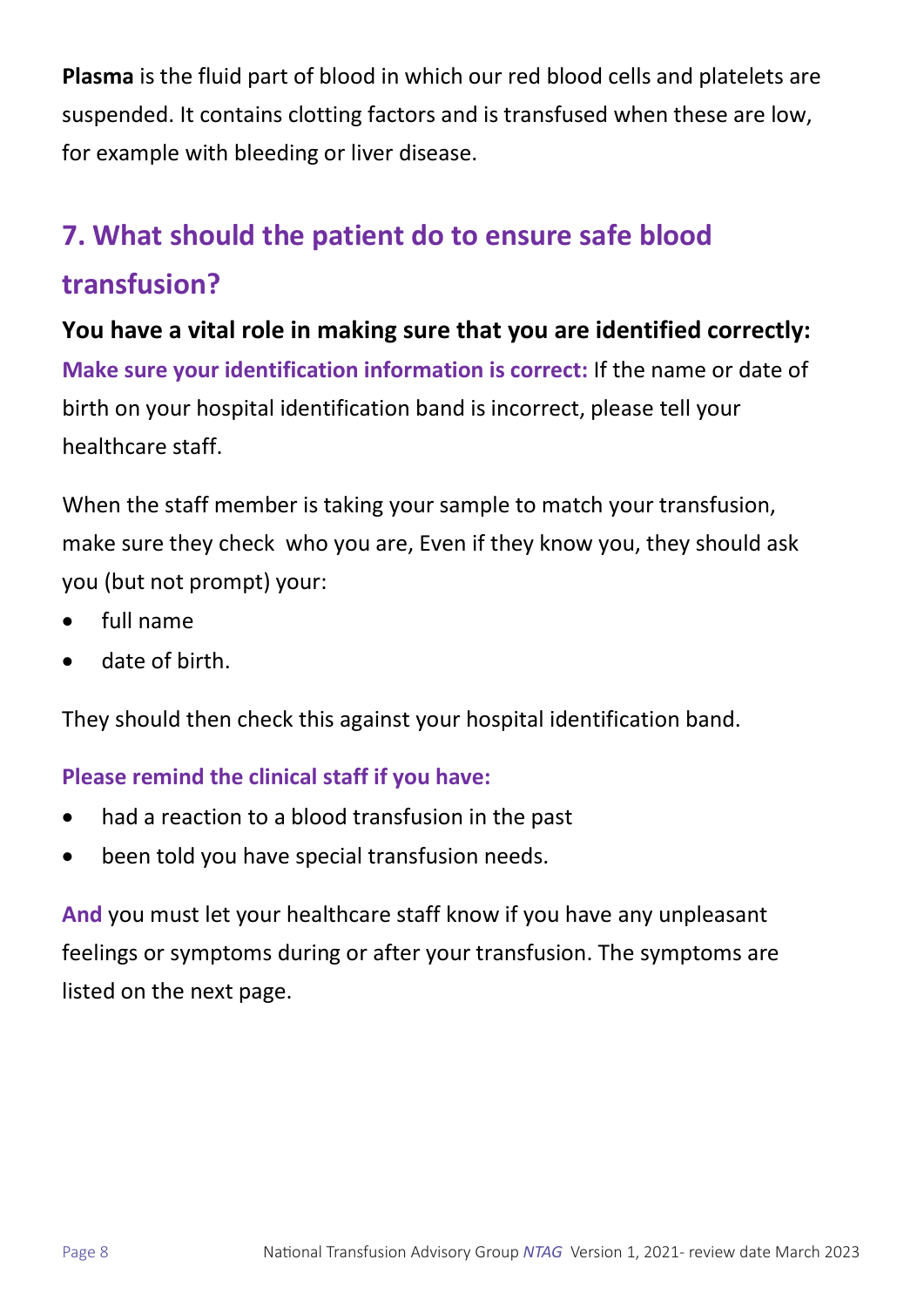**Plasma** is the fluid part of blood in which our red blood cells and platelets are suspended. It contains clotting factors and is transfused when these are low, for example with bleeding or liver disease.

## 7. What should the patient do to ensure safe blood transfusion?

**You have a vital role in making sure that you are identified correctly:**

**Make sure your identification information is correct:** If the name or date of birth on your hospital identification band is incorrect, please tell your healthcare staff.

When the staff member is taking your sample to match your transfusion, make sure they check  who you are, Even if they know you, they should ask you (but not prompt) your:

- full name
- date of birth.

They should then check this against your hospital identification band.

**Please remind the clinical staff if you have:**

- had a reaction to a blood transfusion in the past
- been told you have special transfusion needs.

**And** you must let your healthcare staff know if you have any unpleasant feelings or symptoms during or after your transfusion. The symptoms are listed on the next page.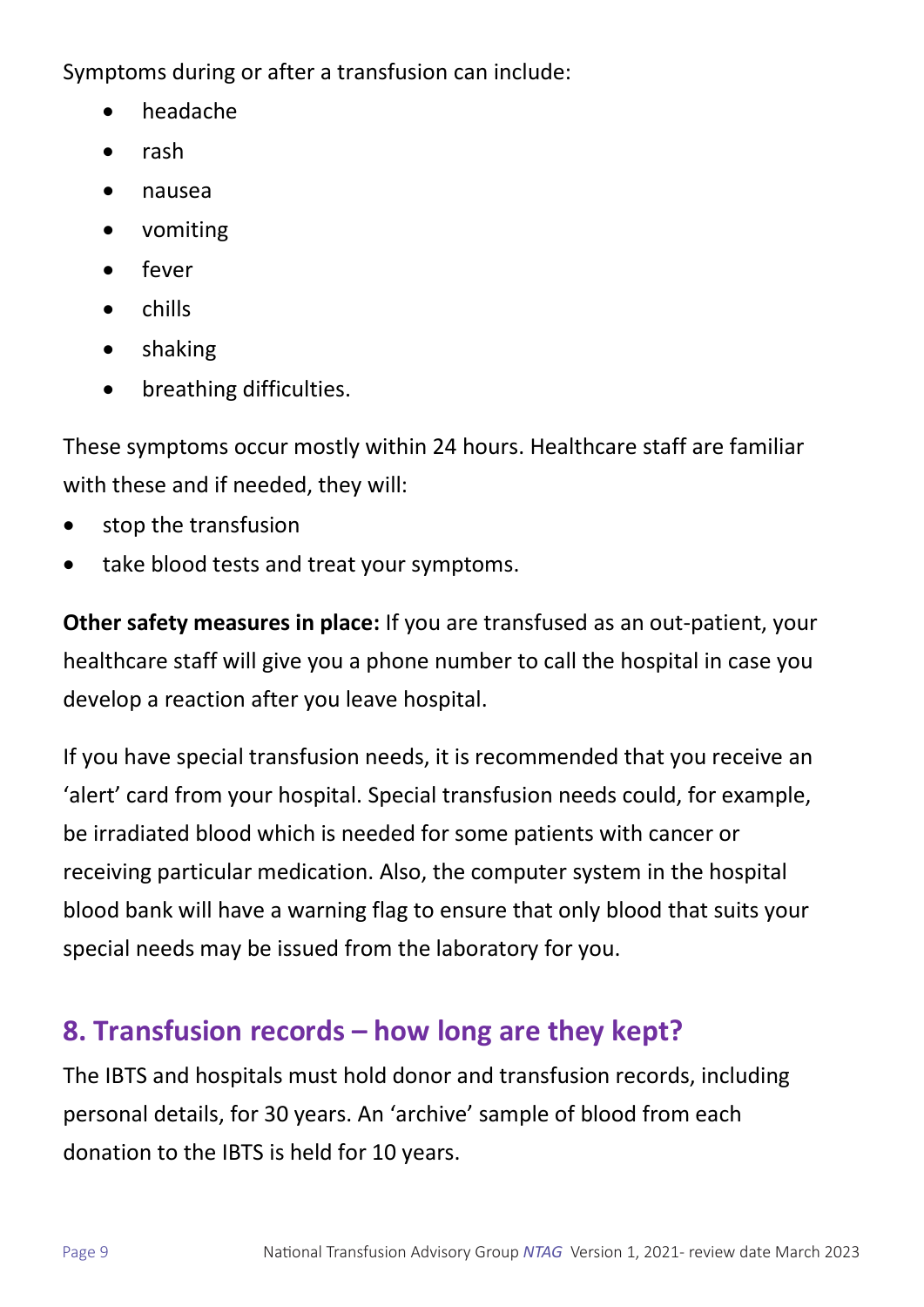Symptoms during or after a transfusion can include:

- headache
- rash
- nausea
- vomiting
- fever
- chills
- shaking
- breathing difficulties.

These symptoms occur mostly within 24 hours. Healthcare staff are familiar with these and if needed, they will:

- stop the transfusion
- take blood tests and treat your symptoms.

**Other safety measures in place:** If you are transfused as an out-patient, your healthcare staff will give you a phone number to call the hospital in case you develop a reaction after you leave hospital.

If you have special transfusion needs, it is recommended that you receive an 'alert' card from your hospital. Special transfusion needs could, for example, be irradiated blood which is needed for some patients with cancer or receiving particular medication. Also, the computer system in the hospital blood bank will have a warning flag to ensure that only blood that suits your special needs may be issued from the laboratory for you.

## 8. Transfusion records – how long are they kept?

The IBTS and hospitals must hold donor and transfusion records, including personal details, for 30 years. An 'archive' sample of blood from each donation to the IBTS is held for 10 years.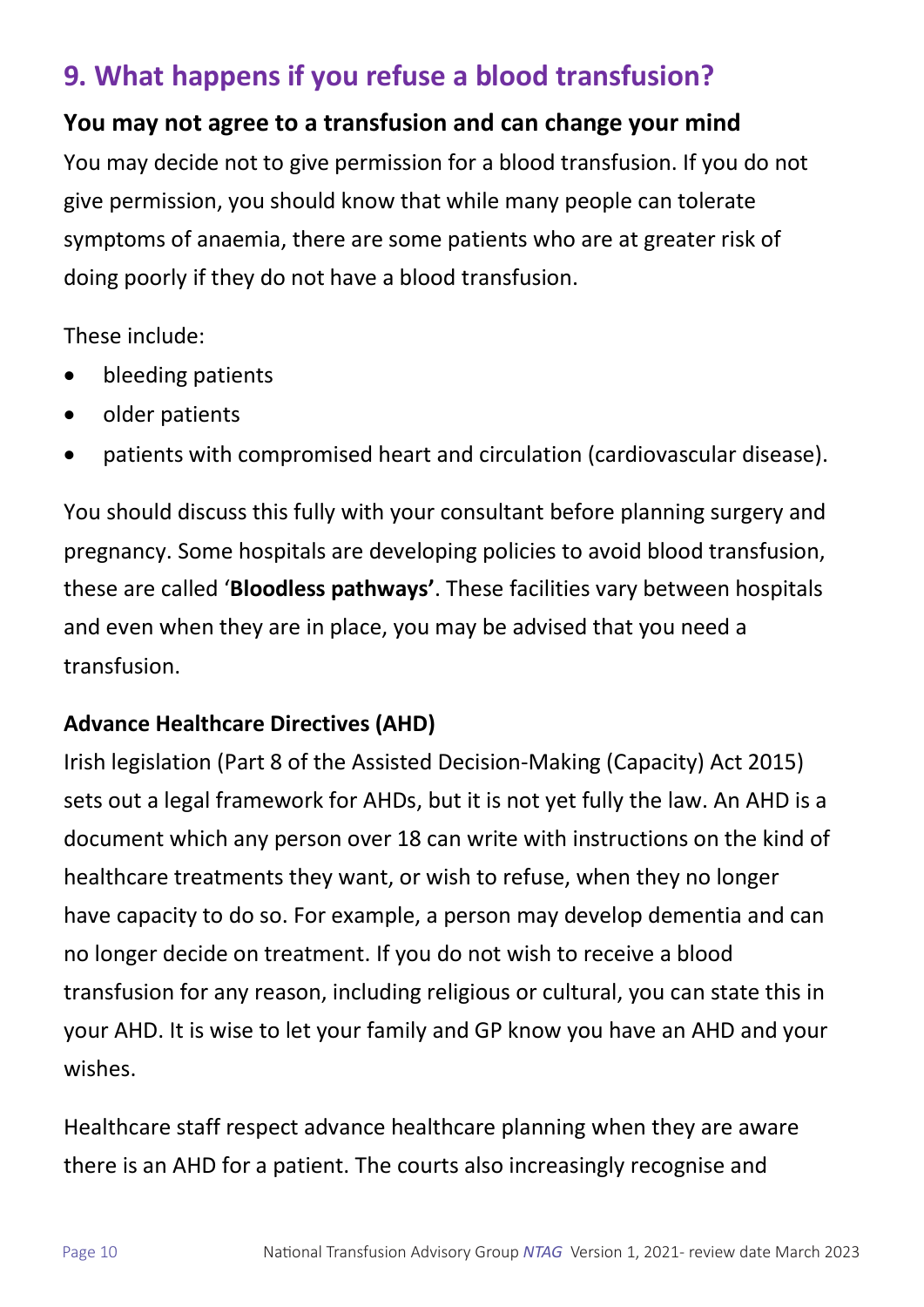## 9. What happens if you refuse a blood transfusion?

### You may not agree to a transfusion and can change your mind

You may decide not to give permission for a blood transfusion. If you do not give permission, you should know that while many people can tolerate symptoms of anaemia, there are some patients who are at greater risk of doing poorly if they do not have a blood transfusion.

These include:

- bleeding patients
- older patients
- patients with compromised heart and circulation (cardiovascular disease).

You should discuss this fully with your consultant before planning surgery and pregnancy. Some hospitals are developing policies to avoid blood transfusion, these are called '**Bloodless pathways'**. These facilities vary between hospitals and even when they are in place, you may be advised that you need a transfusion.

### Advance Healthcare Directives (AHD)

Irish legislation (Part 8 of the Assisted Decision-Making (Capacity) Act 2015) sets out a legal framework for AHDs, but it is not yet fully the law. An AHD is a document which any person over 18 can write with instructions on the kind of healthcare treatments they want, or wish to refuse, when they no longer have capacity to do so. For example, a person may develop dementia and can no longer decide on treatment. If you do not wish to receive a blood transfusion for any reason, including religious or cultural, you can state this in your AHD. It is wise to let your family and GP know you have an AHD and your wishes.

Healthcare staff respect advance healthcare planning when they are aware there is an AHD for a patient. The courts also increasingly recognise and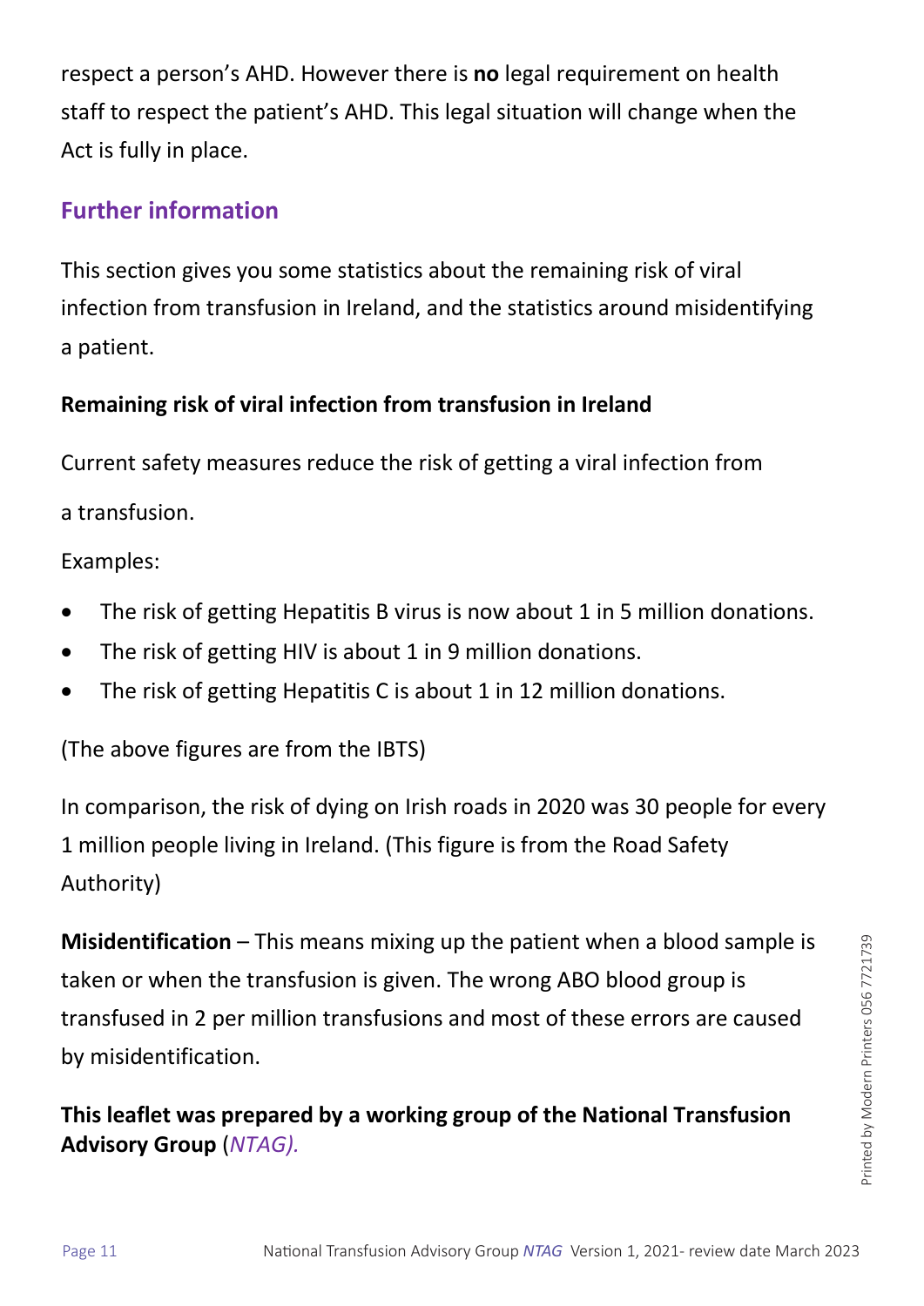respect a person's AHD. However there is **no** legal requirement on health staff to respect the patient's AHD. This legal situation will change when the Act is fully in place.

## Further information

This section gives you some statistics about the remaining risk of viral infection from transfusion in Ireland, and the statistics around misidentifying a patient.

**Remaining risk of viral infection from transfusion in Ireland**

Current safety measures reduce the risk of getting a viral infection from a transfusion.

Examples:

- The risk of getting Hepatitis B virus is now about 1 in 5 million donations.
- The risk of getting HIV is about 1 in 9 million donations.
- The risk of getting Hepatitis C is about 1 in 12 million donations.

(The above figures are from the IBTS)

In comparison, the risk of dying on Irish roads in 2020 was 30 people for every 1 million people living in Ireland. (This figure is from the Road Safety Authority)

**Misidentification** – This means mixing up the patient when a blood sample is taken or when the transfusion is given. The wrong ABO blood group is transfused in 2 per million transfusions and most of these errors are caused by misidentification.

**This leaflet was prepared by a working group of the National Transfusion Advisory Group** (*NTAG).*

Printed by Modern Printers 056 7721739